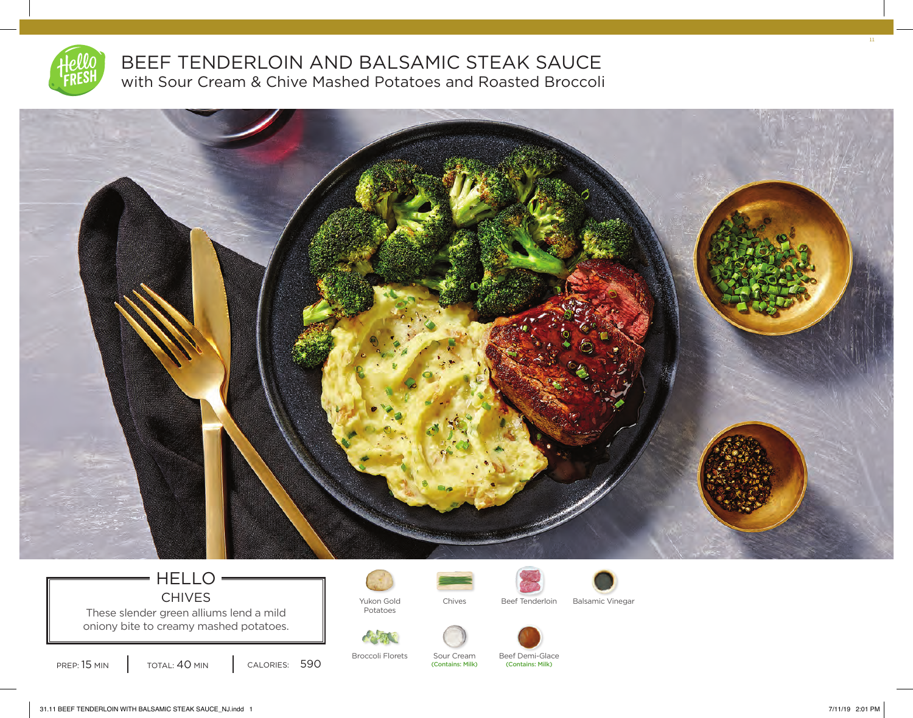# BEEF TENDERLOIN AND BALSAMIC STEAK SAUCE

## with Sour Cream & Chive Mashed Potatoes and Roasted Broccoli

### HELLO CHIVES

These slender green alliums lend a mild oniony bite to creamy mashed potatoes.

PREP: 15 MIN | TOTAL: 40 MIN | CALORIES: 590

- Yukon Gold Potatoes
- Chives
- Beef Tenderloin
- Balsamic Vinegar
- Broccoli Florets
- Sour Cream (Contains: Milk)
- Beef Demi-Glace (Contains: Milk)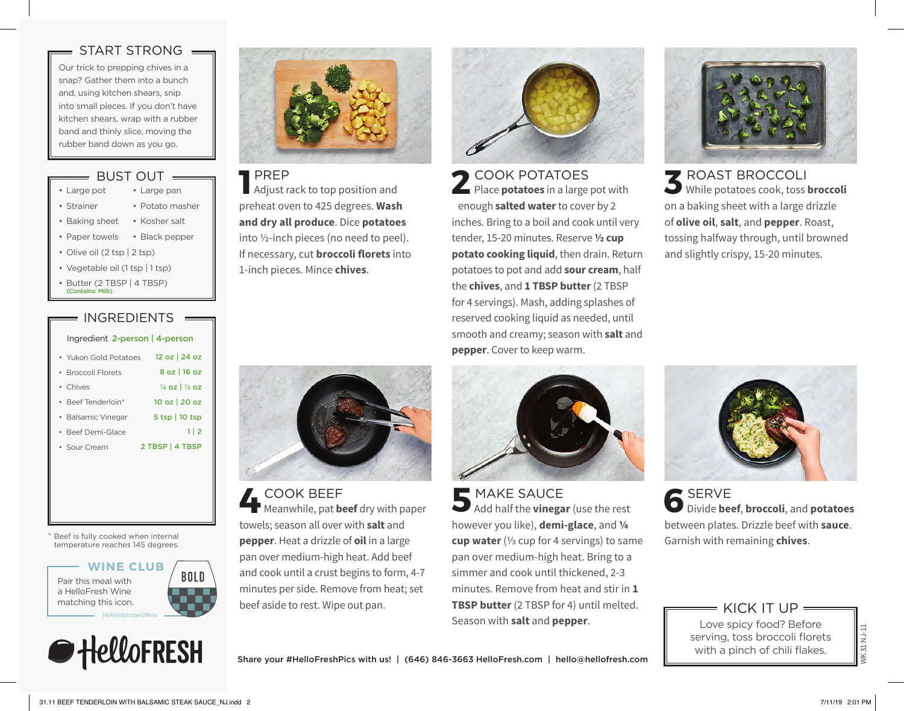## START STRONG

Our trick to prepping chives in a snap? Gather them into a bunch and, using kitchen shears, snip into small pieces. If you don't have kitchen shears, wrap with a rubber band and thinly slice, moving the rubber band down as you go.

## BUST OUT

- Large pot
- Large pan
- Strainer
- Potato masher
- Baking sheet
- Kosher salt
- Paper towels
- Black pepper
- Olive oil (2 tsp | 2 tsp)
- Vegetable oil (1 tsp | 1 tsp)
- Butter (2 TBSP | 4 TBSP)
  (Contains: Milk)

## INGREDIENTS

| Ingredient | 2-person \| 4-person |
| --- | --- |
| Yukon Gold Potatoes | 12 oz \| 24 oz |
| Broccoli Florets | 8 oz \| 16 oz |
| Chives | ¼ oz \| ½ oz |
| Beef Tenderloin* | 10 oz \| 20 oz |
| Balsamic Vinegar | 5 tsp \| 10 tsp |
| Beef Demi-Glace | 1 \| 2 |
| Sour Cream | 2 TBSP \| 4 TBSP |

* Beef is fully cooked when internal temperature reaches 145 degrees.

## WINE CLUB

Pair this meal with a HelloFresh Wine matching this icon.

BOLD

HelloFresh.com/Wine

HelloFRESH

## 1 PREP

Adjust rack to top position and preheat oven to 425 degrees. **Wash and dry all produce**. Dice **potatoes** into ½-inch pieces (no need to peel). If necessary, cut **broccoli florets** into 1-inch pieces. Mince **chives**.

## 2 COOK POTATOES

Place **potatoes** in a large pot with enough **salted water** to cover by 2 inches. Bring to a boil and cook until very tender, 15-20 minutes. Reserve **½ cup potato cooking liquid**, then drain. Return potatoes to pot and add **sour cream**, half the **chives**, and **1 TBSP butter** (2 TBSP for 4 servings). Mash, adding splashes of reserved cooking liquid as needed, until smooth and creamy; season with **salt** and **pepper**. Cover to keep warm.

## 3 ROAST BROCCOLI

While potatoes cook, toss **broccoli** on a baking sheet with a large drizzle of **olive oil**, **salt**, and **pepper**. Roast, tossing halfway through, until browned and slightly crispy, 15-20 minutes.

## 4 COOK BEEF

Meanwhile, pat **beef** dry with paper towels; season all over with **salt** and **pepper**. Heat a drizzle of **oil** in a large pan over medium-high heat. Add beef and cook until a crust begins to form, 4-7 minutes per side. Remove from heat; set beef aside to rest. Wipe out pan.

## 5 MAKE SAUCE

Add half the **vinegar** (use the rest however you like), **demi-glace**, and **¼ cup water** (⅓ cup for 4 servings) to same pan over medium-high heat. Bring to a simmer and cook until thickened, 2-3 minutes. Remove from heat and stir in **1 TBSP butter** (2 TBSP for 4) until melted. Season with **salt** and **pepper**.

## 6 SERVE

Divide **beef**, **broccoli**, and **potatoes** between plates. Drizzle beef with **sauce**. Garnish with remaining **chives**.

## KICK IT UP

Love spicy food? Before serving, toss broccoli florets with a pinch of chili flakes.

Share your #HelloFreshPics with us! | (646) 846-3663 HelloFresh.com | hello@hellofresh.com

WK 31 NJ-11